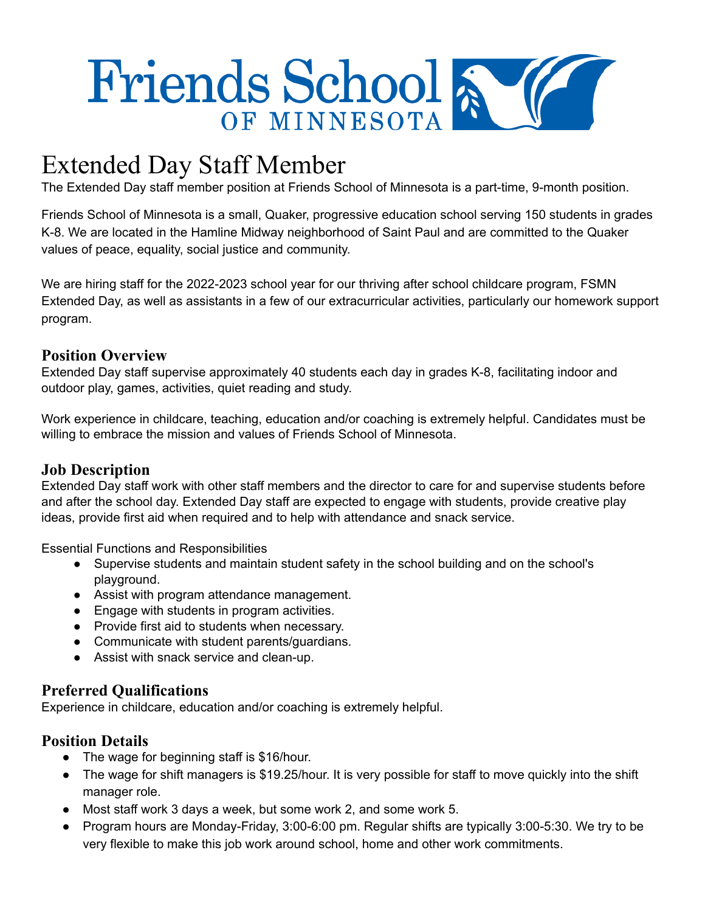Friends School OF MINNESOTA

# Extended Day Staff Member

The Extended Day staff member position at Friends School of Minnesota is a part-time, 9-month position.

Friends School of Minnesota is a small, Quaker, progressive education school serving 150 students in grades K-8. We are located in the Hamline Midway neighborhood of Saint Paul and are committed to the Quaker values of peace, equality, social justice and community.

We are hiring staff for the 2022-2023 school year for our thriving after school childcare program, FSMN Extended Day, as well as assistants in a few of our extracurricular activities, particularly our homework support program.

## Position Overview

Extended Day staff supervise approximately 40 students each day in grades K-8, facilitating indoor and outdoor play, games, activities, quiet reading and study.

Work experience in childcare, teaching, education and/or coaching is extremely helpful. Candidates must be willing to embrace the mission and values of Friends School of Minnesota.

## Job Description

Extended Day staff work with other staff members and the director to care for and supervise students before and after the school day. Extended Day staff are expected to engage with students, provide creative play ideas, provide first aid when required and to help with attendance and snack service.

Essential Functions and Responsibilities

- Supervise students and maintain student safety in the school building and on the school's playground.
- Assist with program attendance management.
- Engage with students in program activities.
- Provide first aid to students when necessary.
- Communicate with student parents/guardians.
- Assist with snack service and clean-up.

## Preferred Qualifications

Experience in childcare, education and/or coaching is extremely helpful.

## Position Details

- The wage for beginning staff is $16/hour.
- The wage for shift managers is $19.25/hour. It is very possible for staff to move quickly into the shift manager role.
- Most staff work 3 days a week, but some work 2, and some work 5.
- Program hours are Monday-Friday, 3:00-6:00 pm. Regular shifts are typically 3:00-5:30. We try to be very flexible to make this job work around school, home and other work commitments.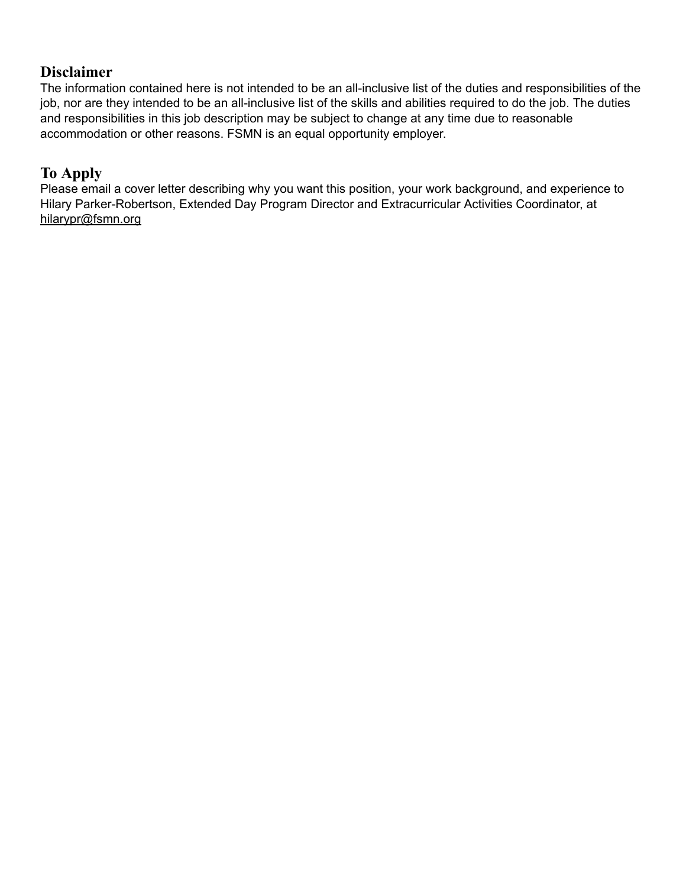## Disclaimer

The information contained here is not intended to be an all-inclusive list of the duties and responsibilities of the job, nor are they intended to be an all-inclusive list of the skills and abilities required to do the job. The duties and responsibilities in this job description may be subject to change at any time due to reasonable accommodation or other reasons. FSMN is an equal opportunity employer.

## To Apply

Please email a cover letter describing why you want this position, your work background, and experience to Hilary Parker-Robertson, Extended Day Program Director and Extracurricular Activities Coordinator, at hilarypr@fsmn.org